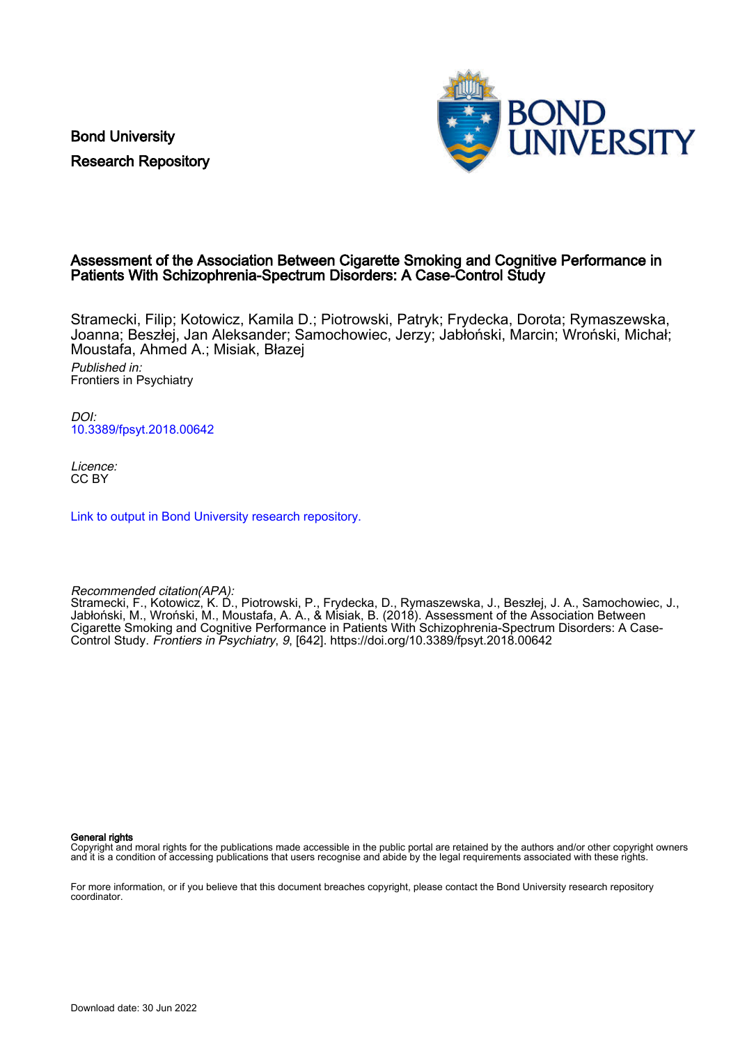Bond University
Research Repository

# Assessment of the Association Between Cigarette Smoking and Cognitive Performance in Patients With Schizophrenia-Spectrum Disorders: A Case-Control Study

Stramecki, Filip; Kotowicz, Kamila D.; Piotrowski, Patryk; Frydecka, Dorota; Rymaszewska, Joanna; Beszłej, Jan Aleksander; Samochowiec, Jerzy; Jabłoński, Marcin; Wroński, Michał; Moustafa, Ahmed A.; Misiak, Błazej

*Published in:*
Frontiers in Psychiatry

*DOI:*
10.3389/fpsyt.2018.00642

*Licence:*
CC BY

Link to output in Bond University research repository.

*Recommended citation(APA):*
Stramecki, F., Kotowicz, K. D., Piotrowski, P., Frydecka, D., Rymaszewska, J., Beszłej, J. A., Samochowiec, J., Jabłoński, M., Wroński, M., Moustafa, A. A., & Misiak, B. (2018). Assessment of the Association Between Cigarette Smoking and Cognitive Performance in Patients With Schizophrenia-Spectrum Disorders: A Case-Control Study. *Frontiers in Psychiatry*, *9*, [642]. https://doi.org/10.3389/fpsyt.2018.00642

**General rights**
Copyright and moral rights for the publications made accessible in the public portal are retained by the authors and/or other copyright owners and it is a condition of accessing publications that users recognise and abide by the legal requirements associated with these rights.

For more information, or if you believe that this document breaches copyright, please contact the Bond University research repository coordinator.

Download date: 30 Jun 2022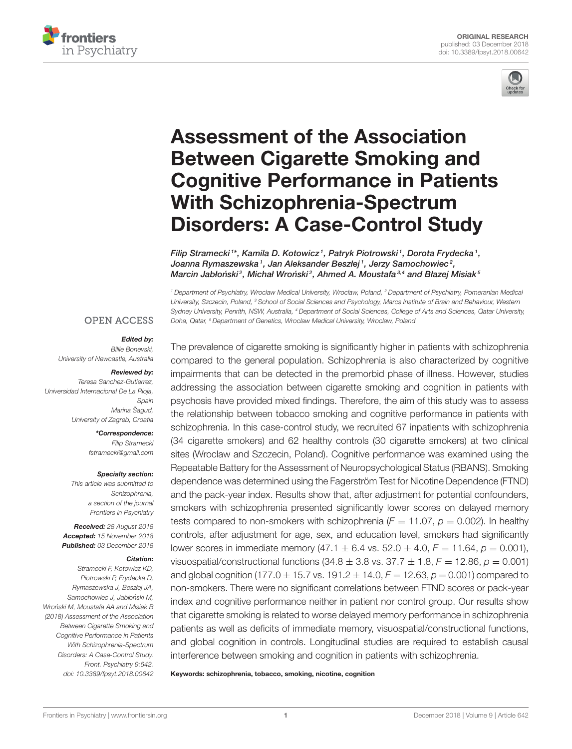# Assessment of the Association Between Cigarette Smoking and Cognitive Performance in Patients With Schizophrenia-Spectrum Disorders: A Case-Control Study

*Filip Stramecki[1]\*, Kamila D. Kotowicz[1], Patryk Piotrowski[1], Dorota Frydecka[1], Joanna Rymaszewska[1], Jan Aleksander Beszłej[1], Jerzy Samochowiec[2], Marcin Jabłoński[2], Michał Wroński[2], Ahmed A. Moustafa[3,4] and Błazej Misiak[5]*

[1] Department of Psychiatry, Wroclaw Medical University, Wroclaw, Poland, [2] Department of Psychiatry, Pomeranian Medical University, Szczecin, Poland, [3] School of Social Sciences and Psychology, Marcs Institute of Brain and Behaviour, Western Sydney University, Penrith, NSW, Australia, [4] Department of Social Sciences, College of Arts and Sciences, Qatar University, Doha, Qatar, [5] Department of Genetics, Wroclaw Medical University, Wroclaw, Poland

OPEN ACCESS

***Edited by:***
Billie Bonevski,
University of Newcastle, Australia

***Reviewed by:***
Teresa Sanchez-Gutierrez,
Universidad Internacional De La Rioja, Spain
Marina Šagud,
University of Zagreb, Croatia

***\*Correspondence:***
Filip Stramecki
fstramecki@gmail.com

***Specialty section:***
This article was submitted to Schizophrenia, a section of the journal Frontiers in Psychiatry

***Received:*** 28 August 2018
***Accepted:*** 15 November 2018
***Published:*** 03 December 2018

***Citation:***
Stramecki F, Kotowicz KD, Piotrowski P, Frydecka D, Rymaszewska J, Beszłej JA, Samochowiec J, Jabłoński M, Wroński M, Moustafa AA and Misiak B (2018) Assessment of the Association Between Cigarette Smoking and Cognitive Performance in Patients With Schizophrenia-Spectrum Disorders: A Case-Control Study. Front. Psychiatry 9:642. doi: 10.3389/fpsyt.2018.00642

The prevalence of cigarette smoking is significantly higher in patients with schizophrenia compared to the general population. Schizophrenia is also characterized by cognitive impairments that can be detected in the premorbid phase of illness. However, studies addressing the association between cigarette smoking and cognition in patients with psychosis have provided mixed findings. Therefore, the aim of this study was to assess the relationship between tobacco smoking and cognitive performance in patients with schizophrenia. In this case-control study, we recruited 67 inpatients with schizophrenia (34 cigarette smokers) and 62 healthy controls (30 cigarette smokers) at two clinical sites (Wroclaw and Szczecin, Poland). Cognitive performance was examined using the Repeatable Battery for the Assessment of Neuropsychological Status (RBANS). Smoking dependence was determined using the Fagerström Test for Nicotine Dependence (FTND) and the pack-year index. Results show that, after adjustment for potential confounders, smokers with schizophrenia presented significantly lower scores on delayed memory tests compared to non-smokers with schizophrenia ($F = 11.07$, $p = 0.002$). In healthy controls, after adjustment for age, sex, and education level, smokers had significantly lower scores in immediate memory ($47.1 \pm 6.4$ vs. $52.0 \pm 4.0$, $F = 11.64$, $p = 0.001$), visuospatial/constructional functions ($34.8 \pm 3.8$ vs. $37.7 \pm 1.8$, $F = 12.86$, $p = 0.001$) and global cognition ($177.0 \pm 15.7$ vs. $191.2 \pm 14.0$, $F = 12.63$, $p = 0.001$) compared to non-smokers. There were no significant correlations between FTND scores or pack-year index and cognitive performance neither in patient nor control group. Our results show that cigarette smoking is related to worse delayed memory performance in schizophrenia patients as well as deficits of immediate memory, visuospatial/constructional functions, and global cognition in controls. Longitudinal studies are required to establish causal interference between smoking and cognition in patients with schizophrenia.

**Keywords: schizophrenia, tobacco, smoking, nicotine, cognition**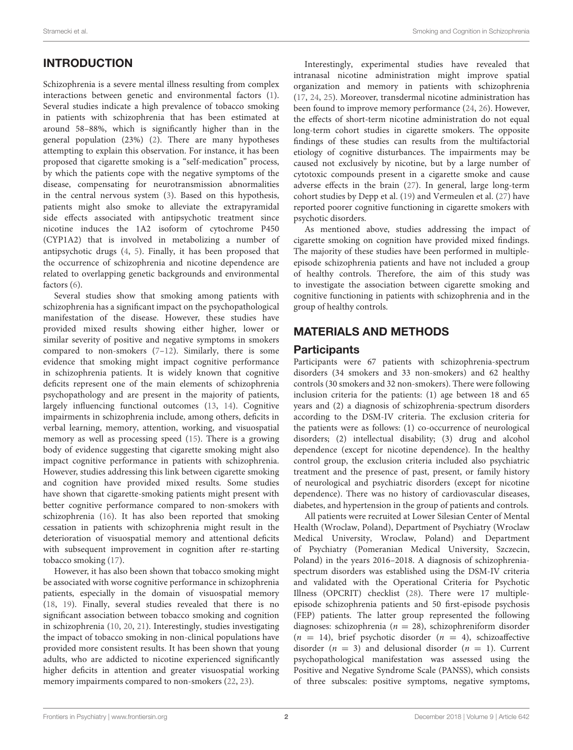## INTRODUCTION

Schizophrenia is a severe mental illness resulting from complex interactions between genetic and environmental factors (1). Several studies indicate a high prevalence of tobacco smoking in patients with schizophrenia that has been estimated at around 58–88%, which is significantly higher than in the general population (23%) (2). There are many hypotheses attempting to explain this observation. For instance, it has been proposed that cigarette smoking is a "self-medication" process, by which the patients cope with the negative symptoms of the disease, compensating for neurotransmission abnormalities in the central nervous system (3). Based on this hypothesis, patients might also smoke to alleviate the extrapyramidal side effects associated with antipsychotic treatment since nicotine induces the 1A2 isoform of cytochrome P450 (CYP1A2) that is involved in metabolizing a number of antipsychotic drugs (4, 5). Finally, it has been proposed that the occurrence of schizophrenia and nicotine dependence are related to overlapping genetic backgrounds and environmental factors (6).

Several studies show that smoking among patients with schizophrenia has a significant impact on the psychopathological manifestation of the disease. However, these studies have provided mixed results showing either higher, lower or similar severity of positive and negative symptoms in smokers compared to non-smokers (7–12). Similarly, there is some evidence that smoking might impact cognitive performance in schizophrenia patients. It is widely known that cognitive deficits represent one of the main elements of schizophrenia psychopathology and are present in the majority of patients, largely influencing functional outcomes (13, 14). Cognitive impairments in schizophrenia include, among others, deficits in verbal learning, memory, attention, working, and visuospatial memory as well as processing speed (15). There is a growing body of evidence suggesting that cigarette smoking might also impact cognitive performance in patients with schizophrenia. However, studies addressing this link between cigarette smoking and cognition have provided mixed results. Some studies have shown that cigarette-smoking patients might present with better cognitive performance compared to non-smokers with schizophrenia (16). It has also been reported that smoking cessation in patients with schizophrenia might result in the deterioration of visuospatial memory and attentional deficits with subsequent improvement in cognition after re-starting tobacco smoking (17).

However, it has also been shown that tobacco smoking might be associated with worse cognitive performance in schizophrenia patients, especially in the domain of visuospatial memory (18, 19). Finally, several studies revealed that there is no significant association between tobacco smoking and cognition in schizophrenia (10, 20, 21). Interestingly, studies investigating the impact of tobacco smoking in non-clinical populations have provided more consistent results. It has been shown that young adults, who are addicted to nicotine experienced significantly higher deficits in attention and greater visuospatial working memory impairments compared to non-smokers (22, 23).

Interestingly, experimental studies have revealed that intranasal nicotine administration might improve spatial organization and memory in patients with schizophrenia (17, 24, 25). Moreover, transdermal nicotine administration has been found to improve memory performance (24, 26). However, the effects of short-term nicotine administration do not equal long-term cohort studies in cigarette smokers. The opposite findings of these studies can results from the multifactorial etiology of cognitive disturbances. The impairments may be caused not exclusively by nicotine, but by a large number of cytotoxic compounds present in a cigarette smoke and cause adverse effects in the brain (27). In general, large long-term cohort studies by Depp et al. (19) and Vermeulen et al. (27) have reported poorer cognitive functioning in cigarette smokers with psychotic disorders.

As mentioned above, studies addressing the impact of cigarette smoking on cognition have provided mixed findings. The majority of these studies have been performed in multiple-episode schizophrenia patients and have not included a group of healthy controls. Therefore, the aim of this study was to investigate the association between cigarette smoking and cognitive functioning in patients with schizophrenia and in the group of healthy controls.

## MATERIALS AND METHODS

### Participants

Participants were 67 patients with schizophrenia-spectrum disorders (34 smokers and 33 non-smokers) and 62 healthy controls (30 smokers and 32 non-smokers). There were following inclusion criteria for the patients: (1) age between 18 and 65 years and (2) a diagnosis of schizophrenia-spectrum disorders according to the DSM-IV criteria. The exclusion criteria for the patients were as follows: (1) co-occurrence of neurological disorders; (2) intellectual disability; (3) drug and alcohol dependence (except for nicotine dependence). In the healthy control group, the exclusion criteria included also psychiatric treatment and the presence of past, present, or family history of neurological and psychiatric disorders (except for nicotine dependence). There was no history of cardiovascular diseases, diabetes, and hypertension in the group of patients and controls.

All patients were recruited at Lower Silesian Center of Mental Health (Wroclaw, Poland), Department of Psychiatry (Wroclaw Medical University, Wroclaw, Poland) and Department of Psychiatry (Pomeranian Medical University, Szczecin, Poland) in the years 2016–2018. A diagnosis of schizophrenia-spectrum disorders was established using the DSM-IV criteria and validated with the Operational Criteria for Psychotic Illness (OPCRIT) checklist (28). There were 17 multiple-episode schizophrenia patients and 50 first-episode psychosis (FEP) patients. The latter group represented the following diagnoses: schizophrenia ($n = 28$), schizophreniform disorder ($n = 14$), brief psychotic disorder ($n = 4$), schizoaffective disorder ($n = 3$) and delusional disorder ($n = 1$). Current psychopathological manifestation was assessed using the Positive and Negative Syndrome Scale (PANSS), which consists of three subscales: positive symptoms, negative symptoms,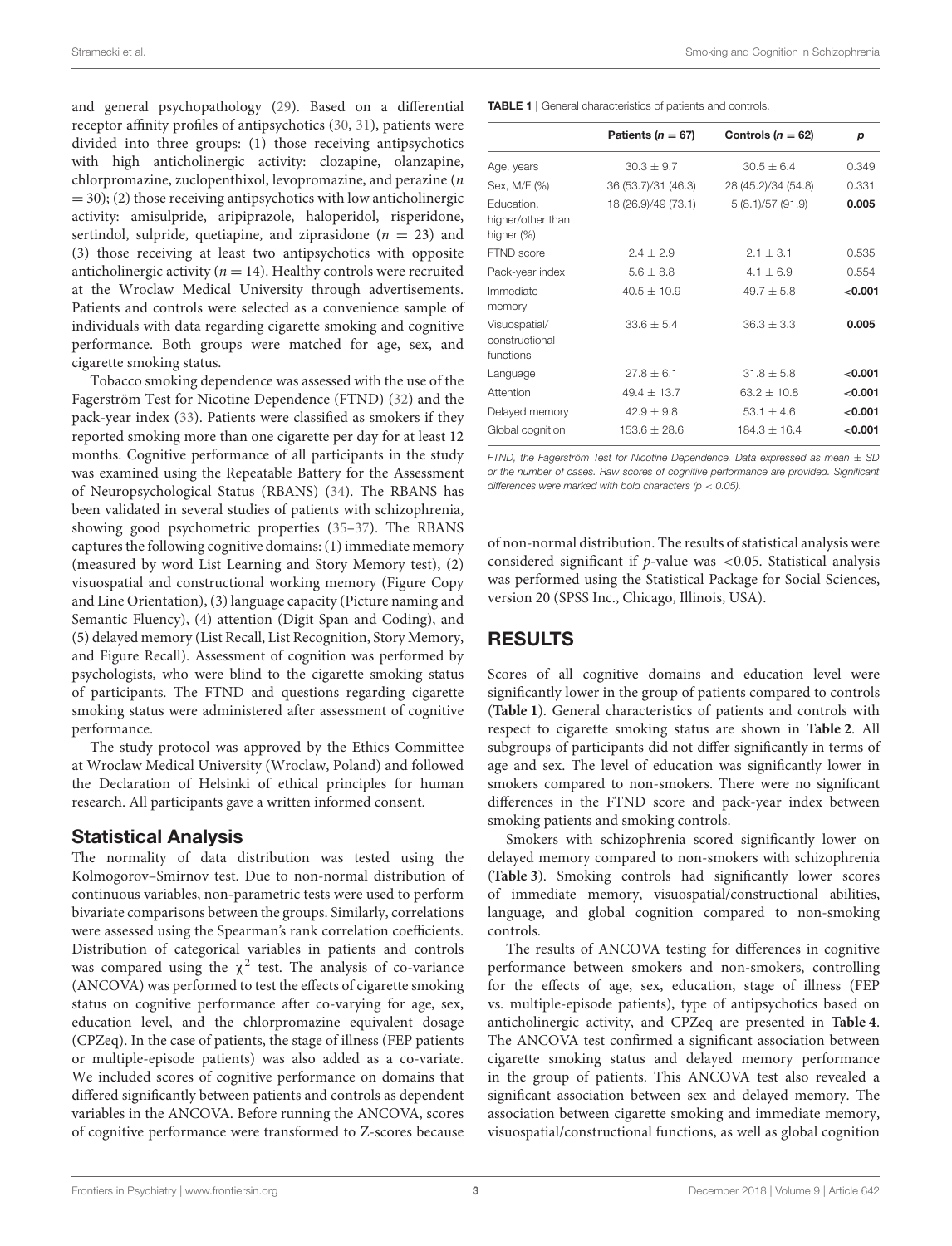and general psychopathology (29). Based on a differential receptor affinity profiles of antipsychotics (30, 31), patients were divided into three groups: (1) those receiving antipsychotics with high anticholinergic activity: clozapine, olanzapine, chlorpromazine, zuclopenthixol, levopromazine, and perazine ($n = 30$); (2) those receiving antipsychotics with low anticholinergic activity: amisulpride, aripiprazole, haloperidol, risperidone, sertindol, sulpride, quetiapine, and ziprasidone ($n = 23$) and (3) those receiving at least two antipsychotics with opposite anticholinergic activity ($n = 14$). Healthy controls were recruited at the Wroclaw Medical University through advertisements. Patients and controls were selected as a convenience sample of individuals with data regarding cigarette smoking and cognitive performance. Both groups were matched for age, sex, and cigarette smoking status.

Tobacco smoking dependence was assessed with the use of the Fagerström Test for Nicotine Dependence (FTND) (32) and the pack-year index (33). Patients were classified as smokers if they reported smoking more than one cigarette per day for at least 12 months. Cognitive performance of all participants in the study was examined using the Repeatable Battery for the Assessment of Neuropsychological Status (RBANS) (34). The RBANS has been validated in several studies of patients with schizophrenia, showing good psychometric properties (35–37). The RBANS captures the following cognitive domains: (1) immediate memory (measured by word List Learning and Story Memory test), (2) visuospatial and constructional working memory (Figure Copy and Line Orientation), (3) language capacity (Picture naming and Semantic Fluency), (4) attention (Digit Span and Coding), and (5) delayed memory (List Recall, List Recognition, Story Memory, and Figure Recall). Assessment of cognition was performed by psychologists, who were blind to the cigarette smoking status of participants. The FTND and questions regarding cigarette smoking status were administered after assessment of cognitive performance.

The study protocol was approved by the Ethics Committee at Wroclaw Medical University (Wroclaw, Poland) and followed the Declaration of Helsinki of ethical principles for human research. All participants gave a written informed consent.

## Statistical Analysis

The normality of data distribution was tested using the Kolmogorov–Smirnov test. Due to non-normal distribution of continuous variables, non-parametric tests were used to perform bivariate comparisons between the groups. Similarly, correlations were assessed using the Spearman's rank correlation coefficients. Distribution of categorical variables in patients and controls was compared using the $\chi^2$ test. The analysis of co-variance (ANCOVA) was performed to test the effects of cigarette smoking status on cognitive performance after co-varying for age, sex, education level, and the chlorpromazine equivalent dosage (CPZeq). In the case of patients, the stage of illness (FEP patients or multiple-episode patients) was also added as a co-variate. We included scores of cognitive performance on domains that differed significantly between patients and controls as dependent variables in the ANCOVA. Before running the ANCOVA, scores of cognitive performance were transformed to Z-scores because of non-normal distribution. The results of statistical analysis were considered significant if $p$-value was <0.05. Statistical analysis was performed using the Statistical Package for Social Sciences, version 20 (SPSS Inc., Chicago, Illinois, USA).

**TABLE 1** | General characteristics of patients and controls.

| | Patients ($n = 67$) | Controls ($n = 62$) | $p$ |
|---|---|---|---|
| Age, years | 30.3 ± 9.7 | 30.5 ± 6.4 | 0.349 |
| Sex, M/F (%) | 36 (53.7)/31 (46.3) | 28 (45.2)/34 (54.8) | 0.331 |
| Education, higher/other than higher (%) | 18 (26.9)/49 (73.1) | 5 (8.1)/57 (91.9) | **0.005** |
| FTND score | 2.4 ± 2.9 | 2.1 ± 3.1 | 0.535 |
| Pack-year index | 5.6 ± 8.8 | 4.1 ± 6.9 | 0.554 |
| Immediate memory | 40.5 ± 10.9 | 49.7 ± 5.8 | **<0.001** |
| Visuospatial/ constructional functions | 33.6 ± 5.4 | 36.3 ± 3.3 | **0.005** |
| Language | 27.8 ± 6.1 | 31.8 ± 5.8 | **<0.001** |
| Attention | 49.4 ± 13.7 | 63.2 ± 10.8 | **<0.001** |
| Delayed memory | 42.9 ± 9.8 | 53.1 ± 4.6 | **<0.001** |
| Global cognition | 153.6 ± 28.6 | 184.3 ± 16.4 | **<0.001** |

*FTND, the Fagerström Test for Nicotine Dependence. Data expressed as mean ± SD or the number of cases. Raw scores of cognitive performance are provided. Significant differences were marked with bold characters ($p$ < 0.05).*

# RESULTS

Scores of all cognitive domains and education level were significantly lower in the group of patients compared to controls (**Table 1**). General characteristics of patients and controls with respect to cigarette smoking status are shown in **Table 2**. All subgroups of participants did not differ significantly in terms of age and sex. The level of education was significantly lower in smokers compared to non-smokers. There were no significant differences in the FTND score and pack-year index between smoking patients and smoking controls.

Smokers with schizophrenia scored significantly lower on delayed memory compared to non-smokers with schizophrenia (**Table 3**). Smoking controls had significantly lower scores of immediate memory, visuospatial/constructional abilities, language, and global cognition compared to non-smoking controls.

The results of ANCOVA testing for differences in cognitive performance between smokers and non-smokers, controlling for the effects of age, sex, education, stage of illness (FEP vs. multiple-episode patients), type of antipsychotics based on anticholinergic activity, and CPZeq are presented in **Table 4**. The ANCOVA test confirmed a significant association between cigarette smoking status and delayed memory performance in the group of patients. This ANCOVA test also revealed a significant association between sex and delayed memory. The association between cigarette smoking and immediate memory, visuospatial/constructional functions, as well as global cognition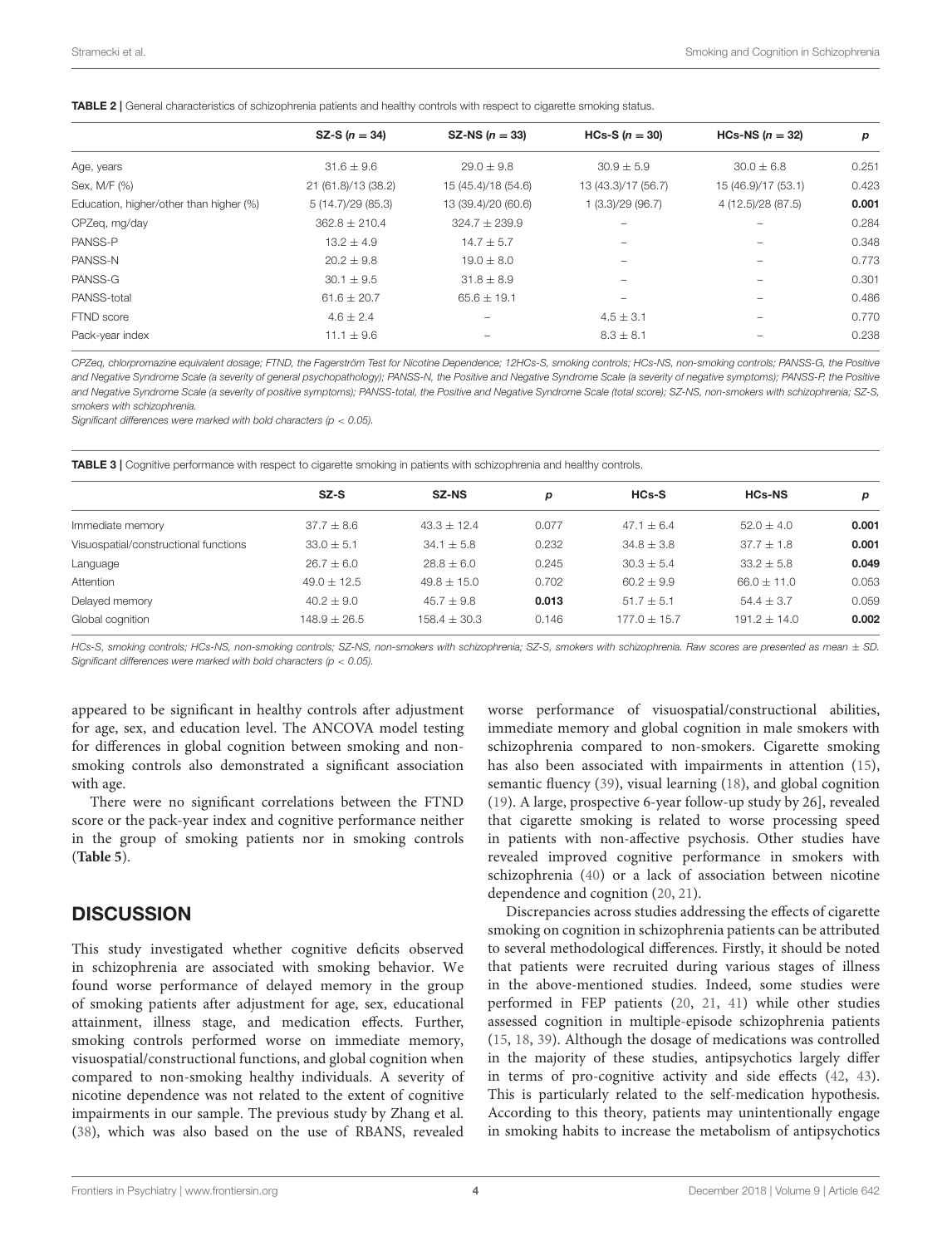**TABLE 2 |** General characteristics of schizophrenia patients and healthy controls with respect to cigarette smoking status.

| | SZ-S (n = 34) | SZ-NS (n = 33) | HCs-S (n = 30) | HCs-NS (n = 32) | p |
|---|---|---|---|---|---|
| Age, years | 31.6 ± 9.6 | 29.0 ± 9.8 | 30.9 ± 5.9 | 30.0 ± 6.8 | 0.251 |
| Sex, M/F (%) | 21 (61.8)/13 (38.2) | 15 (45.4)/18 (54.6) | 13 (43.3)/17 (56.7) | 15 (46.9)/17 (53.1) | 0.423 |
| Education, higher/other than higher (%) | 5 (14.7)/29 (85.3) | 13 (39.4)/20 (60.6) | 1 (3.3)/29 (96.7) | 4 (12.5)/28 (87.5) | **0.001** |
| CPZeq, mg/day | 362.8 ± 210.4 | 324.7 ± 239.9 | – | – | 0.284 |
| PANSS-P | 13.2 ± 4.9 | 14.7 ± 5.7 | – | – | 0.348 |
| PANSS-N | 20.2 ± 9.8 | 19.0 ± 8.0 | – | – | 0.773 |
| PANSS-G | 30.1 ± 9.5 | 31.8 ± 8.9 | – | – | 0.301 |
| PANSS-total | 61.6 ± 20.7 | 65.6 ± 19.1 | – | – | 0.486 |
| FTND score | 4.6 ± 2.4 | – | 4.5 ± 3.1 | – | 0.770 |
| Pack-year index | 11.1 ± 9.6 | – | 8.3 ± 8.1 | – | 0.238 |

*CPZeq, chlorpromazine equivalent dosage; FTND, the Fagerström Test for Nicotine Dependence; 12HCs-S, smoking controls; HCs-NS, non-smoking controls; PANSS-G, the Positive and Negative Syndrome Scale (a severity of general psychopathology); PANSS-N, the Positive and Negative Syndrome Scale (a severity of negative symptoms); PANSS-P, the Positive and Negative Syndrome Scale (a severity of positive symptoms); PANSS-total, the Positive and Negative Syndrome Scale (total score); SZ-NS, non-smokers with schizophrenia; SZ-S, smokers with schizophrenia.*

*Significant differences were marked with bold characters ($p < 0.05$).*

**TABLE 3 |** Cognitive performance with respect to cigarette smoking in patients with schizophrenia and healthy controls.

| | SZ-S | SZ-NS | p | HCs-S | HCs-NS | p |
|---|---|---|---|---|---|---|
| Immediate memory | 37.7 ± 8.6 | 43.3 ± 12.4 | 0.077 | 47.1 ± 6.4 | 52.0 ± 4.0 | **0.001** |
| Visuospatial/constructional functions | 33.0 ± 5.1 | 34.1 ± 5.8 | 0.232 | 34.8 ± 3.8 | 37.7 ± 1.8 | **0.001** |
| Language | 26.7 ± 6.0 | 28.8 ± 6.0 | 0.245 | 30.3 ± 5.4 | 33.2 ± 5.8 | **0.049** |
| Attention | 49.0 ± 12.5 | 49.8 ± 15.0 | 0.702 | 60.2 ± 9.9 | 66.0 ± 11.0 | 0.053 |
| Delayed memory | 40.2 ± 9.0 | 45.7 ± 9.8 | **0.013** | 51.7 ± 5.1 | 54.4 ± 3.7 | 0.059 |
| Global cognition | 148.9 ± 26.5 | 158.4 ± 30.3 | 0.146 | 177.0 ± 15.7 | 191.2 ± 14.0 | **0.002** |

*HCs-S, smoking controls; HCs-NS, non-smoking controls; SZ-NS, non-smokers with schizophrenia; SZ-S, smokers with schizophrenia. Raw scores are presented as mean ± SD. Significant differences were marked with bold characters ($p < 0.05$).*

appeared to be significant in healthy controls after adjustment for age, sex, and education level. The ANCOVA model testing for differences in global cognition between smoking and non-smoking controls also demonstrated a significant association with age.

There were no significant correlations between the FTND score or the pack-year index and cognitive performance neither in the group of smoking patients nor in smoking controls (**Table 5**).

## DISCUSSION

This study investigated whether cognitive deficits observed in schizophrenia are associated with smoking behavior. We found worse performance of delayed memory in the group of smoking patients after adjustment for age, sex, educational attainment, illness stage, and medication effects. Further, smoking controls performed worse on immediate memory, visuospatial/constructional functions, and global cognition when compared to non-smoking healthy individuals. A severity of nicotine dependence was not related to the extent of cognitive impairments in our sample. The previous study by Zhang et al. (38), which was also based on the use of RBANS, revealed worse performance of visuospatial/constructional abilities, immediate memory and global cognition in male smokers with schizophrenia compared to non-smokers. Cigarette smoking has also been associated with impairments in attention (15), semantic fluency (39), visual learning (18), and global cognition (19). A large, prospective 6-year follow-up study by 26], revealed that cigarette smoking is related to worse processing speed in patients with non-affective psychosis. Other studies have revealed improved cognitive performance in smokers with schizophrenia (40) or a lack of association between nicotine dependence and cognition (20, 21).

Discrepancies across studies addressing the effects of cigarette smoking on cognition in schizophrenia patients can be attributed to several methodological differences. Firstly, it should be noted that patients were recruited during various stages of illness in the above-mentioned studies. Indeed, some studies were performed in FEP patients (20, 21, 41) while other studies assessed cognition in multiple-episode schizophrenia patients (15, 18, 39). Although the dosage of medications was controlled in the majority of these studies, antipsychotics largely differ in terms of pro-cognitive activity and side effects (42, 43). This is particularly related to the self-medication hypothesis. According to this theory, patients may unintentionally engage in smoking habits to increase the metabolism of antipsychotics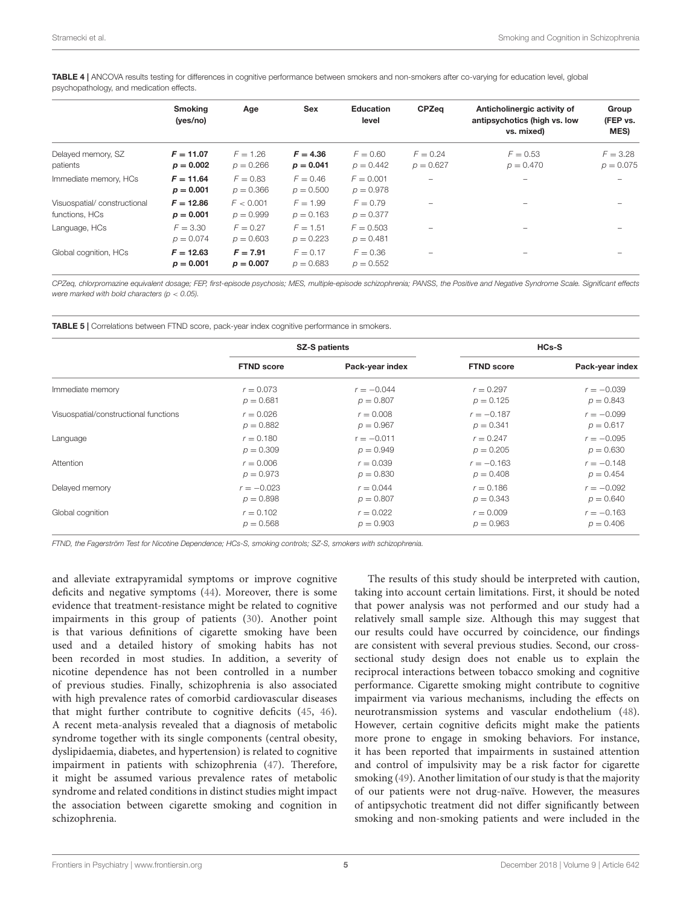**TABLE 4 |** ANCOVA results testing for differences in cognitive performance between smokers and non-smokers after co-varying for education level, global psychopathology, and medication effects.

| | Smoking (yes/no) | Age | Sex | Education level | CPZeq | Anticholinergic activity of antipsychotics (high vs. low vs. mixed) | Group (FEP vs. MES) |
|---|---|---|---|---|---|---|---|
| Delayed memory, SZ patients | **$F = 11.07$ $p = 0.002$** | $F = 1.26$ $p = 0.266$ | **$F = 4.36$ $p = 0.041$** | $F = 0.60$ $p = 0.442$ | $F = 0.24$ $p = 0.627$ | $F = 0.53$ $p = 0.470$ | $F = 3.28$ $p = 0.075$ |
| Immediate memory, HCs | **$F = 11.64$ $p = 0.001$** | $F = 0.83$ $p = 0.366$ | $F = 0.46$ $p = 0.500$ | $F = 0.001$ $p = 0.978$ | – | – | – |
| Visuospatial/ constructional functions, HCs | **$F = 12.86$ $p = 0.001$** | $F < 0.001$ $p = 0.999$ | $F = 1.99$ $p = 0.163$ | $F = 0.79$ $p = 0.377$ | – | – | – |
| Language, HCs | $F = 3.30$ $p = 0.074$ | $F = 0.27$ $p = 0.603$ | $F = 1.51$ $p = 0.223$ | $F = 0.503$ $p = 0.481$ | – | – | – |
| Global cognition, HCs | **$F = 12.63$ $p = 0.001$** | **$F = 7.91$ $p = 0.007$** | $F = 0.17$ $p = 0.683$ | $F = 0.36$ $p = 0.552$ | – | – | – |

*CPZeq, chlorpromazine equivalent dosage; FEP, first-episode psychosis; MES, multiple-episode schizophrenia; PANSS, the Positive and Negative Syndrome Scale. Significant effects were marked with bold characters ($p < 0.05$).*

**TABLE 5 |** Correlations between FTND score, pack-year index cognitive performance in smokers.

| | SZ-S patients | | HCs-S | |
|---|---|---|---|---|
| | **FTND score** | **Pack-year index** | **FTND score** | **Pack-year index** |
| Immediate memory | $r = 0.073$ $p = 0.681$ | $r = -0.044$ $p = 0.807$ | $r = 0.297$ $p = 0.125$ | $r = -0.039$ $p = 0.843$ |
| Visuospatial/constructional functions | $r = 0.026$ $p = 0.882$ | $r = 0.008$ $p = 0.967$ | $r = -0.187$ $p = 0.341$ | $r = -0.099$ $p = 0.617$ |
| Language | $r = 0.180$ $p = 0.309$ | $r = -0.011$ $p = 0.949$ | $r = 0.247$ $p = 0.205$ | $r = -0.095$ $p = 0.630$ |
| Attention | $r = 0.006$ $p = 0.973$ | $r = 0.039$ $p = 0.830$ | $r = -0.163$ $p = 0.408$ | $r = -0.148$ $p = 0.454$ |
| Delayed memory | $r = -0.023$ $p = 0.898$ | $r = 0.044$ $p = 0.807$ | $r = 0.186$ $p = 0.343$ | $r = -0.092$ $p = 0.640$ |
| Global cognition | $r = 0.102$ $p = 0.568$ | $r = 0.022$ $p = 0.903$ | $r = 0.009$ $p = 0.963$ | $r = -0.163$ $p = 0.406$ |

*FTND, the Fagerström Test for Nicotine Dependence; HCs-S, smoking controls; SZ-S, smokers with schizophrenia.*

and alleviate extrapyramidal symptoms or improve cognitive deficits and negative symptoms (44). Moreover, there is some evidence that treatment-resistance might be related to cognitive impairments in this group of patients (30). Another point is that various definitions of cigarette smoking have been used and a detailed history of smoking habits has not been recorded in most studies. In addition, a severity of nicotine dependence has not been controlled in a number of previous studies. Finally, schizophrenia is also associated with high prevalence rates of comorbid cardiovascular diseases that might further contribute to cognitive deficits (45, 46). A recent meta-analysis revealed that a diagnosis of metabolic syndrome together with its single components (central obesity, dyslipidaemia, diabetes, and hypertension) is related to cognitive impairment in patients with schizophrenia (47). Therefore, it might be assumed various prevalence rates of metabolic syndrome and related conditions in distinct studies might impact the association between cigarette smoking and cognition in schizophrenia.

The results of this study should be interpreted with caution, taking into account certain limitations. First, it should be noted that power analysis was not performed and our study had a relatively small sample size. Although this may suggest that our results could have occurred by coincidence, our findings are consistent with several previous studies. Second, our cross-sectional study design does not enable us to explain the reciprocal interactions between tobacco smoking and cognitive performance. Cigarette smoking might contribute to cognitive impairment via various mechanisms, including the effects on neurotransmission systems and vascular endothelium (48). However, certain cognitive deficits might make the patients more prone to engage in smoking behaviors. For instance, it has been reported that impairments in sustained attention and control of impulsivity may be a risk factor for cigarette smoking (49). Another limitation of our study is that the majority of our patients were not drug-naïve. However, the measures of antipsychotic treatment did not differ significantly between smoking and non-smoking patients and were included in the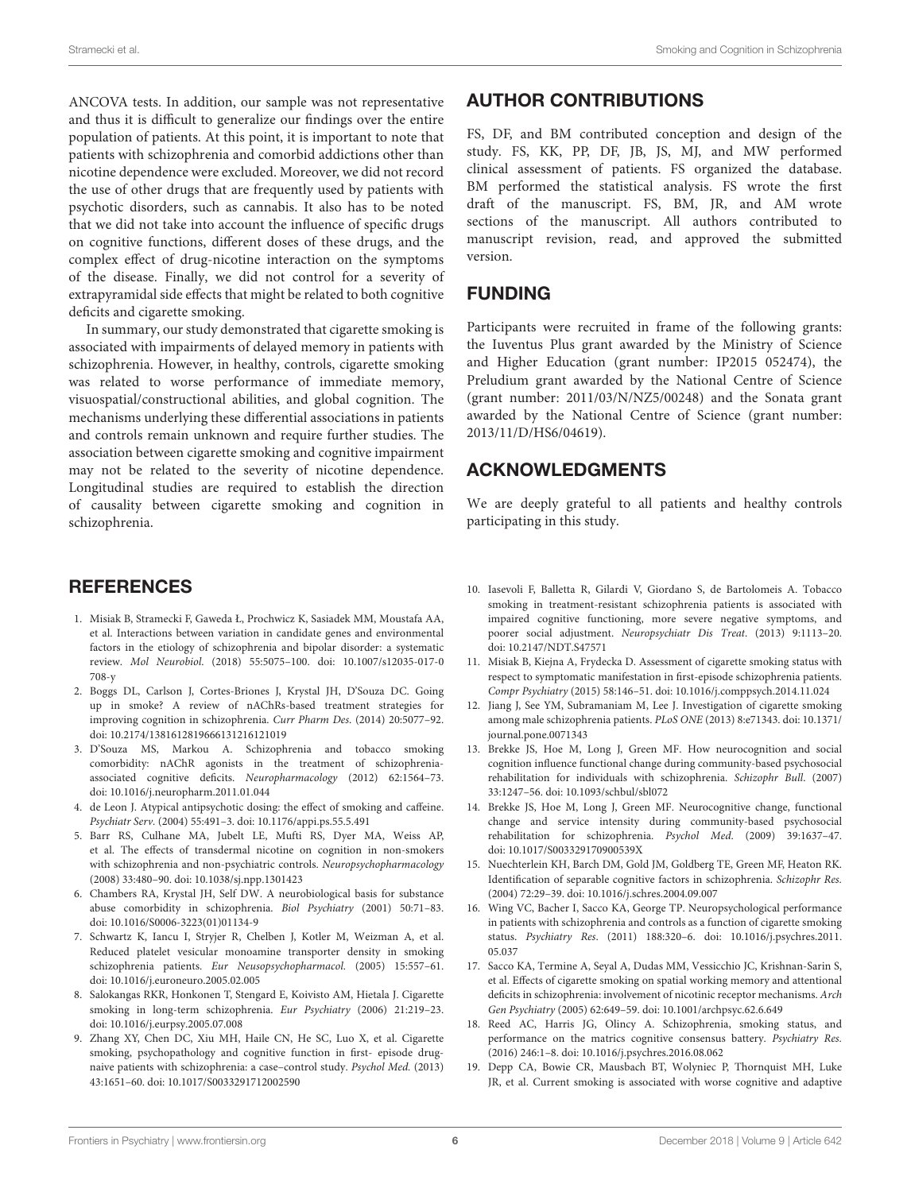ANCOVA tests. In addition, our sample was not representative and thus it is difficult to generalize our findings over the entire population of patients. At this point, it is important to note that patients with schizophrenia and comorbid addictions other than nicotine dependence were excluded. Moreover, we did not record the use of other drugs that are frequently used by patients with psychotic disorders, such as cannabis. It also has to be noted that we did not take into account the influence of specific drugs on cognitive functions, different doses of these drugs, and the complex effect of drug-nicotine interaction on the symptoms of the disease. Finally, we did not control for a severity of extrapyramidal side effects that might be related to both cognitive deficits and cigarette smoking.

In summary, our study demonstrated that cigarette smoking is associated with impairments of delayed memory in patients with schizophrenia. However, in healthy, controls, cigarette smoking was related to worse performance of immediate memory, visuospatial/constructional abilities, and global cognition. The mechanisms underlying these differential associations in patients and controls remain unknown and require further studies. The association between cigarette smoking and cognitive impairment may not be related to the severity of nicotine dependence. Longitudinal studies are required to establish the direction of causality between cigarette smoking and cognition in schizophrenia.

## AUTHOR CONTRIBUTIONS

FS, DF, and BM contributed conception and design of the study. FS, KK, PP, DF, JB, JS, MJ, and MW performed clinical assessment of patients. FS organized the database. BM performed the statistical analysis. FS wrote the first draft of the manuscript. FS, BM, JR, and AM wrote sections of the manuscript. All authors contributed to manuscript revision, read, and approved the submitted version.

## FUNDING

Participants were recruited in frame of the following grants: the Iuventus Plus grant awarded by the Ministry of Science and Higher Education (grant number: IP2015 052474), the Preludium grant awarded by the National Centre of Science (grant number: 2011/03/N/NZ5/00248) and the Sonata grant awarded by the National Centre of Science (grant number: 2013/11/D/HS6/04619).

## ACKNOWLEDGMENTS

We are deeply grateful to all patients and healthy controls participating in this study.

## REFERENCES

1. Misiak B, Stramecki F, Gaweda Ł, Prochwicz K, Sasiadek MM, Moustafa AA, et al. Interactions between variation in candidate genes and environmental factors in the etiology of schizophrenia and bipolar disorder: a systematic review. *Mol Neurobiol.* (2018) 55:5075–100. doi: 10.1007/s12035-017-0708-y
2. Boggs DL, Carlson J, Cortes-Briones J, Krystal JH, D'Souza DC. Going up in smoke? A review of nAChRs-based treatment strategies for improving cognition in schizophrenia. *Curr Pharm Des.* (2014) 20:5077–92. doi: 10.2174/1381612819666131216121019
3. D'Souza MS, Markou A. Schizophrenia and tobacco smoking comorbidity: nAChR agonists in the treatment of schizophrenia-associated cognitive deficits. *Neuropharmacology* (2012) 62:1564–73. doi: 10.1016/j.neuropharm.2011.01.044
4. de Leon J. Atypical antipsychotic dosing: the effect of smoking and caffeine. *Psychiatr Serv.* (2004) 55:491–3. doi: 10.1176/appi.ps.55.5.491
5. Barr RS, Culhane MA, Jubelt LE, Mufti RS, Dyer MA, Weiss AP, et al. The effects of transdermal nicotine on cognition in non-smokers with schizophrenia and non-psychiatric controls. *Neuropsychopharmacology* (2008) 33:480–90. doi: 10.1038/sj.npp.1301423
6. Chambers RA, Krystal JH, Self DW. A neurobiological basis for substance abuse comorbidity in schizophrenia. *Biol Psychiatry* (2001) 50:71–83. doi: 10.1016/S0006-3223(01)01134-9
7. Schwartz K, Iancu I, Stryjer R, Chelben J, Kotler M, Weizman A, et al. Reduced platelet vesicular monoamine transporter density in smoking schizophrenia patients. *Eur Neusopsychopharmacol.* (2005) 15:557–61. doi: 10.1016/j.euroneuro.2005.02.005
8. Salokangas RKR, Honkonen T, Stengard E, Koivisto AM, Hietala J. Cigarette smoking in long-term schizophrenia. *Eur Psychiatry* (2006) 21:219–23. doi: 10.1016/j.eurpsy.2005.07.008
9. Zhang XY, Chen DC, Xiu MH, Haile CN, He SC, Luo X, et al. Cigarette smoking, psychopathology and cognitive function in first- episode drug-naive patients with schizophrenia: a case–control study. *Psychol Med.* (2013) 43:1651–60. doi: 10.1017/S0033291712002590
10. Iasevoli F, Balletta R, Gilardi V, Giordano S, de Bartolomeis A. Tobacco smoking in treatment-resistant schizophrenia patients is associated with impaired cognitive functioning, more severe negative symptoms, and poorer social adjustment. *Neuropsychiatr Dis Treat.* (2013) 9:1113–20. doi: 10.2147/NDT.S47571
11. Misiak B, Kiejna A, Frydecka D. Assessment of cigarette smoking status with respect to symptomatic manifestation in first-episode schizophrenia patients. *Compr Psychiatry* (2015) 58:146–51. doi: 10.1016/j.comppsych.2014.11.024
12. Jiang J, See YM, Subramaniam M, Lee J. Investigation of cigarette smoking among male schizophrenia patients. *PLoS ONE* (2013) 8:e71343. doi: 10.1371/journal.pone.0071343
13. Brekke JS, Hoe M, Long J, Green MF. How neurocognition and social cognition influence functional change during community-based psychosocial rehabilitation for individuals with schizophrenia. *Schizophr Bull.* (2007) 33:1247–56. doi: 10.1093/schbul/sbl072
14. Brekke JS, Hoe M, Long J, Green MF. Neurocognitive change, functional change and service intensity during community-based psychosocial rehabilitation for schizophrenia. *Psychol Med.* (2009) 39:1637–47. doi: 10.1017/S003329170900539X
15. Nuechterlein KH, Barch DM, Gold JM, Goldberg TE, Green MF, Heaton RK. Identification of separable cognitive factors in schizophrenia. *Schizophr Res.* (2004) 72:29–39. doi: 10.1016/j.schres.2004.09.007
16. Wing VC, Bacher I, Sacco KA, George TP. Neuropsychological performance in patients with schizophrenia and controls as a function of cigarette smoking status. *Psychiatry Res.* (2011) 188:320–6. doi: 10.1016/j.psychres.2011.05.037
17. Sacco KA, Termine A, Seyal A, Dudas MM, Vessicchio JC, Krishnan-Sarin S, et al. Effects of cigarette smoking on spatial working memory and attentional deficits in schizophrenia: involvement of nicotinic receptor mechanisms. *Arch Gen Psychiatry* (2005) 62:649–59. doi: 10.1001/archpsyc.62.6.649
18. Reed AC, Harris JG, Olincy A. Schizophrenia, smoking status, and performance on the matrics cognitive consensus battery. *Psychiatry Res.* (2016) 246:1–8. doi: 10.1016/j.psychres.2016.08.062
19. Depp CA, Bowie CR, Mausbach BT, Wolyniec P, Thornquist MH, Luke JR, et al. Current smoking is associated with worse cognitive and adaptive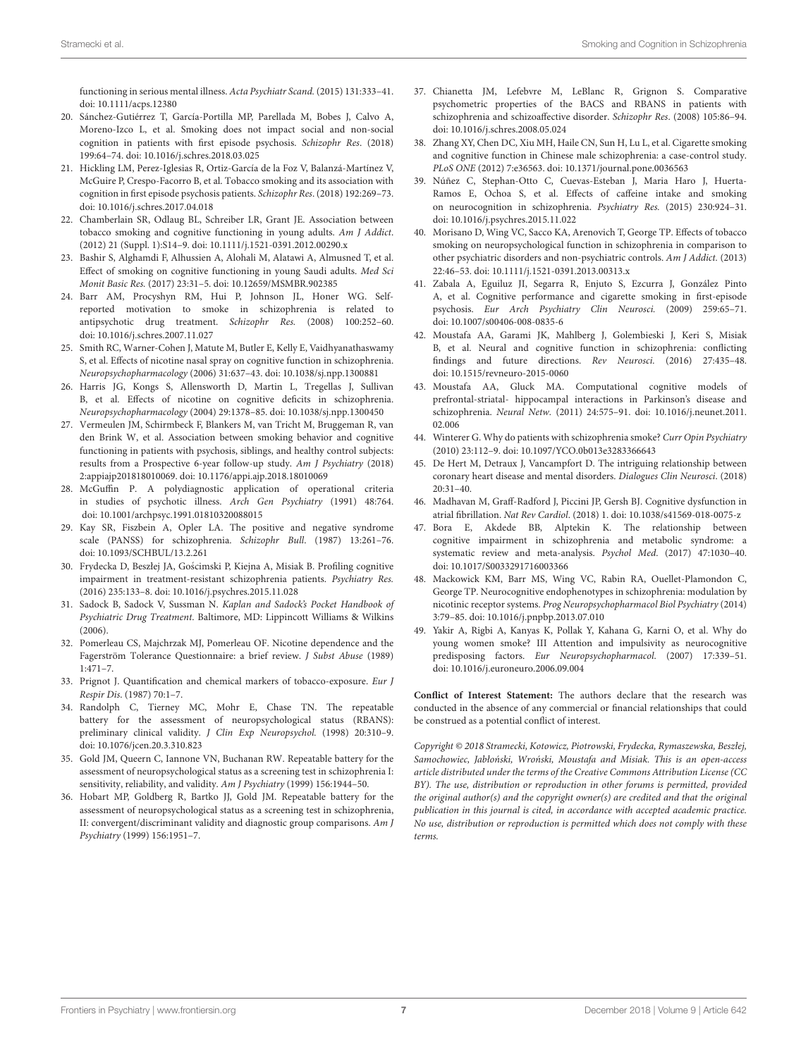functioning in serious mental illness. *Acta Psychiatr Scand.* (2015) 131:333–41. doi: 10.1111/acps.12380

20. Sánchez-Gutiérrez T, García-Portilla MP, Parellada M, Bobes J, Calvo A, Moreno-Izco L, et al. Smoking does not impact social and non-social cognition in patients with first episode psychosis. *Schizophr Res.* (2018) 199:64–74. doi: 10.1016/j.schres.2018.03.025
21. Hickling LM, Perez-Iglesias R, Ortiz-García de la Foz V, Balanzá-Martínez V, McGuire P, Crespo-Facorro B, et al. Tobacco smoking and its association with cognition in first episode psychosis patients. *Schizophr Res.* (2018) 192:269–73. doi: 10.1016/j.schres.2017.04.018
22. Chamberlain SR, Odlaug BL, Schreiber LR, Grant JE. Association between tobacco smoking and cognitive functioning in young adults. *Am J Addict.* (2012) 21 (Suppl. 1):S14–9. doi: 10.1111/j.1521-0391.2012.00290.x
23. Bashir S, Alghamdi F, Alhussien A, Alohali M, Alatawi A, Almusned T, et al. Effect of smoking on cognitive functioning in young Saudi adults. *Med Sci Monit Basic Res.* (2017) 23:31–5. doi: 10.12659/MSMBR.902385
24. Barr AM, Procyshyn RM, Hui P, Johnson JL, Honer WG. Self-reported motivation to smoke in schizophrenia is related to antipsychotic drug treatment. *Schizophr Res.* (2008) 100:252–60. doi: 10.1016/j.schres.2007.11.027
25. Smith RC, Warner-Cohen J, Matute M, Butler E, Kelly E, Vaidhyanathaswamy S, et al. Effects of nicotine nasal spray on cognitive function in schizophrenia. *Neuropsychopharmacology* (2006) 31:637–43. doi: 10.1038/sj.npp.1300881
26. Harris JG, Kongs S, Allensworth D, Martin L, Tregellas J, Sullivan B, et al. Effects of nicotine on cognitive deficits in schizophrenia. *Neuropsychopharmacology* (2004) 29:1378–85. doi: 10.1038/sj.npp.1300450
27. Vermeulen JM, Schirmbeck F, Blankers M, van Tricht M, Bruggeman R, van den Brink W, et al. Association between smoking behavior and cognitive functioning in patients with psychosis, siblings, and healthy control subjects: results from a Prospective 6-year follow-up study. *Am J Psychiatry* (2018) 2:appiajp201818010069. doi: 10.1176/appi.ajp.2018.18010069
28. McGuffin P. A polydiagnostic application of operational criteria in studies of psychotic illness. *Arch Gen Psychiatry* (1991) 48:764. doi: 10.1001/archpsyc.1991.01810320088015
29. Kay SR, Fiszbein A, Opler LA. The positive and negative syndrome scale (PANSS) for schizophrenia. *Schizophr Bull.* (1987) 13:261–76. doi: 10.1093/SCHBUL/13.2.261
30. Frydecka D, Beszłej JA, Gościmski P, Kiejna A, Misiak B. Profiling cognitive impairment in treatment-resistant schizophrenia patients. *Psychiatry Res.* (2016) 235:133–8. doi: 10.1016/j.psychres.2015.11.028
31. Sadock B, Sadock V, Sussman N. *Kaplan and Sadock's Pocket Handbook of Psychiatric Drug Treatment*. Baltimore, MD: Lippincott Williams & Wilkins (2006).
32. Pomerleau CS, Majchrzak MJ, Pomerleau OF. Nicotine dependence and the Fagerström Tolerance Questionnaire: a brief review. *J Subst Abuse* (1989) 1:471–7.
33. Prignot J. Quantification and chemical markers of tobacco-exposure. *Eur J Respir Dis.* (1987) 70:1–7.
34. Randolph C, Tierney MC, Mohr E, Chase TN. The repeatable battery for the assessment of neuropsychological status (RBANS): preliminary clinical validity. *J Clin Exp Neuropsychol.* (1998) 20:310–9. doi: 10.1076/jcen.20.3.310.823
35. Gold JM, Queern C, Iannone VN, Buchanan RW. Repeatable battery for the assessment of neuropsychological status as a screening test in schizophrenia I: sensitivity, reliability, and validity. *Am J Psychiatry* (1999) 156:1944–50.
36. Hobart MP, Goldberg R, Bartko JJ, Gold JM. Repeatable battery for the assessment of neuropsychological status as a screening test in schizophrenia, II: convergent/discriminant validity and diagnostic group comparisons. *Am J Psychiatry* (1999) 156:1951–7.
37. Chianetta JM, Lefebvre M, LeBlanc R, Grignon S. Comparative psychometric properties of the BACS and RBANS in patients with schizophrenia and schizoaffective disorder. *Schizophr Res.* (2008) 105:86–94. doi: 10.1016/j.schres.2008.05.024
38. Zhang XY, Chen DC, Xiu MH, Haile CN, Sun H, Lu L, et al. Cigarette smoking and cognitive function in Chinese male schizophrenia: a case-control study. *PLoS ONE* (2012) 7:e36563. doi: 10.1371/journal.pone.0036563
39. Núñez C, Stephan-Otto C, Cuevas-Esteban J, Maria Haro J, Huerta-Ramos E, Ochoa S, et al. Effects of caffeine intake and smoking on neurocognition in schizophrenia. *Psychiatry Res.* (2015) 230:924–31. doi: 10.1016/j.psychres.2015.11.022
40. Morisano D, Wing VC, Sacco KA, Arenovich T, George TP. Effects of tobacco smoking on neuropsychological function in schizophrenia in comparison to other psychiatric disorders and non-psychiatric controls. *Am J Addict.* (2013) 22:46–53. doi: 10.1111/j.1521-0391.2013.00313.x
41. Zabala A, Eguiluz JI, Segarra R, Enjuto S, Ezcurra J, González Pinto A, et al. Cognitive performance and cigarette smoking in first-episode psychosis. *Eur Arch Psychiatry Clin Neurosci.* (2009) 259:65–71. doi: 10.1007/s00406-008-0835-6
42. Moustafa AA, Garami JK, Mahlberg J, Golembieski J, Keri S, Misiak B, et al. Neural and cognitive function in schizophrenia: conflicting findings and future directions. *Rev Neurosci.* (2016) 27:435–48. doi: 10.1515/revneuro-2015-0060
43. Moustafa AA, Gluck MA. Computational cognitive models of prefrontal-striatal- hippocampal interactions in Parkinson's disease and schizophrenia. *Neural Netw.* (2011) 24:575–91. doi: 10.1016/j.neunet.2011.02.006
44. Winterer G. Why do patients with schizophrenia smoke? *Curr Opin Psychiatry* (2010) 23:112–9. doi: 10.1097/YCO.0b013e3283366643
45. De Hert M, Detraux J, Vancampfort D. The intriguing relationship between coronary heart disease and mental disorders. *Dialogues Clin Neurosci.* (2018) 20:31–40.
46. Madhavan M, Graff-Radford J, Piccini JP, Gersh BJ. Cognitive dysfunction in atrial fibrillation. *Nat Rev Cardiol.* (2018) 1. doi: 10.1038/s41569-018-0075-z
47. Bora E, Akdede BB, Alptekin K. The relationship between cognitive impairment in schizophrenia and metabolic syndrome: a systematic review and meta-analysis. *Psychol Med.* (2017) 47:1030–40. doi: 10.1017/S0033291716003366
48. Mackowick KM, Barr MS, Wing VC, Rabin RA, Ouellet-Plamondon C, George TP. Neurocognitive endophenotypes in schizophrenia: modulation by nicotinic receptor systems. *Prog Neuropsychopharmacol Biol Psychiatry* (2014) 3:79–85. doi: 10.1016/j.pnpbp.2013.07.010
49. Yakir A, Rigbi A, Kanyas K, Pollak Y, Kahana G, Karni O, et al. Why do young women smoke? III Attention and impulsivity as neurocognitive predisposing factors. *Eur Neuropsychopharmacol.* (2007) 17:339–51. doi: 10.1016/j.euroneuro.2006.09.004

**Conflict of Interest Statement:** The authors declare that the research was conducted in the absence of any commercial or financial relationships that could be construed as a potential conflict of interest.

*Copyright © 2018 Stramecki, Kotowicz, Piotrowski, Frydecka, Rymaszewska, Beszłej, Samochowiec, Jabłoński, Wroński, Moustafa and Misiak. This is an open-access article distributed under the terms of the Creative Commons Attribution License (CC BY). The use, distribution or reproduction in other forums is permitted, provided the original author(s) and the copyright owner(s) are credited and that the original publication in this journal is cited, in accordance with accepted academic practice. No use, distribution or reproduction is permitted which does not comply with these terms.*